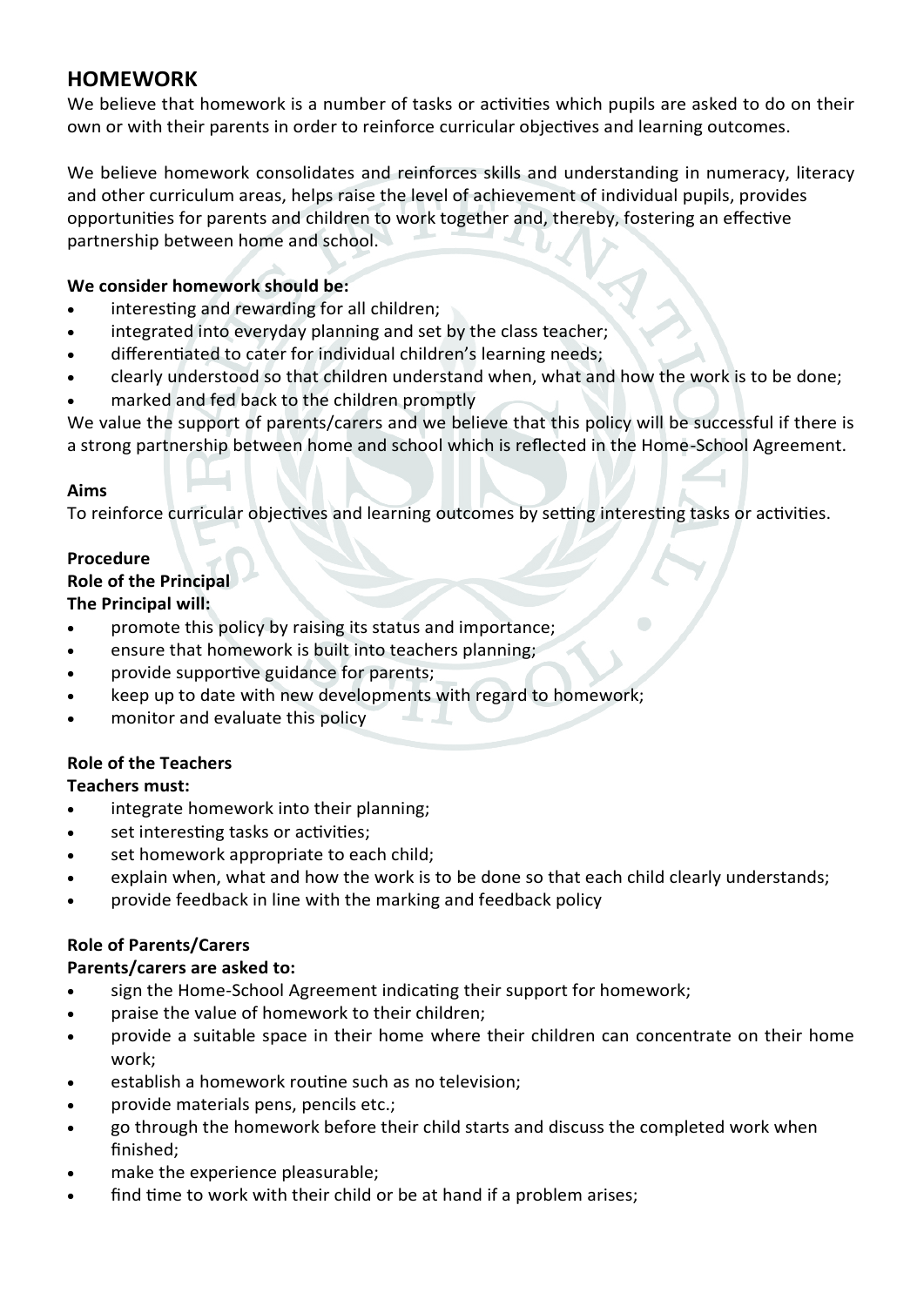## HOMEWORK

We believe that homework is a number of tasks or activities which pupils are asked to do on their own or with their parents in order to reinforce curricular objectives and learning outcomes.

We believe homework consolidates and reinforces skills and understanding in numeracy, literacy and other curriculum areas, helps raise the level of achievement of individual pupils, provides opportunities for parents and children to work together and, thereby, fostering an effective partnership between home and school.

**We consider homework should be:**

- interesting and rewarding for all children;
- integrated into everyday planning and set by the class teacher;
- differentiated to cater for individual children's learning needs;
- clearly understood so that children understand when, what and how the work is to be done;
- marked and fed back to the children promptly

We value the support of parents/carers and we believe that this policy will be successful if there is a strong partnership between home and school which is reflected in the Home-School Agreement.

**Aims**

To reinforce curricular objectives and learning outcomes by setting interesting tasks or activities.

**Procedure**

**Role of the Principal**

**The Principal will:**

- promote this policy by raising its status and importance;
- ensure that homework is built into teachers planning;
- provide supportive guidance for parents;
- keep up to date with new developments with regard to homework;
- monitor and evaluate this policy

**Role of the Teachers**

**Teachers must:**

- integrate homework into their planning;
- set interesting tasks or activities;
- set homework appropriate to each child;
- explain when, what and how the work is to be done so that each child clearly understands;
- provide feedback in line with the marking and feedback policy

**Role of Parents/Carers**

**Parents/carers are asked to:**

- sign the Home-School Agreement indicating their support for homework;
- praise the value of homework to their children;
- provide a suitable space in their home where their children can concentrate on their home work;
- establish a homework routine such as no television;
- provide materials pens, pencils etc.;
- go through the homework before their child starts and discuss the completed work when finished;
- make the experience pleasurable;
- find time to work with their child or be at hand if a problem arises;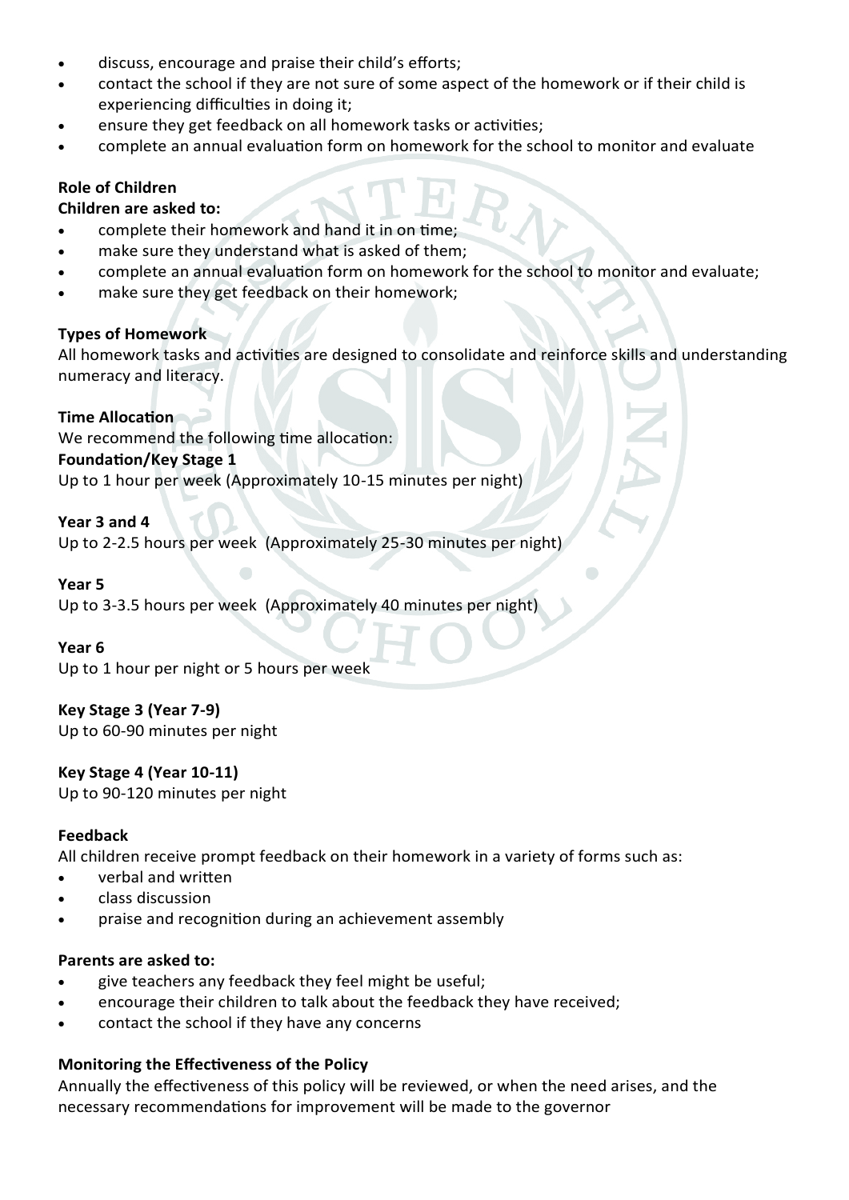- discuss, encourage and praise their child's efforts;
- contact the school if they are not sure of some aspect of the homework or if their child is experiencing difficulties in doing it;
- ensure they get feedback on all homework tasks or activities;
- complete an annual evaluation form on homework for the school to monitor and evaluate

**Role of Children**

**Children are asked to:**

- complete their homework and hand it in on time;
- make sure they understand what is asked of them;
- complete an annual evaluation form on homework for the school to monitor and evaluate;
- make sure they get feedback on their homework;

**Types of Homework**

All homework tasks and activities are designed to consolidate and reinforce skills and understanding numeracy and literacy.

**Time Allocation**

We recommend the following time allocation:

**Foundation/Key Stage 1**

Up to 1 hour per week (Approximately 10-15 minutes per night)

**Year 3 and 4**

Up to 2-2.5 hours per week (Approximately 25-30 minutes per night)

**Year 5**

Up to 3-3.5 hours per week (Approximately 40 minutes per night)

**Year 6**

Up to 1 hour per night or 5 hours per week

**Key Stage 3 (Year 7-9)**

Up to 60-90 minutes per night

**Key Stage 4 (Year 10-11)**

Up to 90-120 minutes per night

**Feedback**

All children receive prompt feedback on their homework in a variety of forms such as:

- verbal and written
- class discussion
- praise and recognition during an achievement assembly

**Parents are asked to:**

- give teachers any feedback they feel might be useful;
- encourage their children to talk about the feedback they have received;
- contact the school if they have any concerns

**Monitoring the Effectiveness of the Policy**

Annually the effectiveness of this policy will be reviewed, or when the need arises, and the necessary recommendations for improvement will be made to the governor